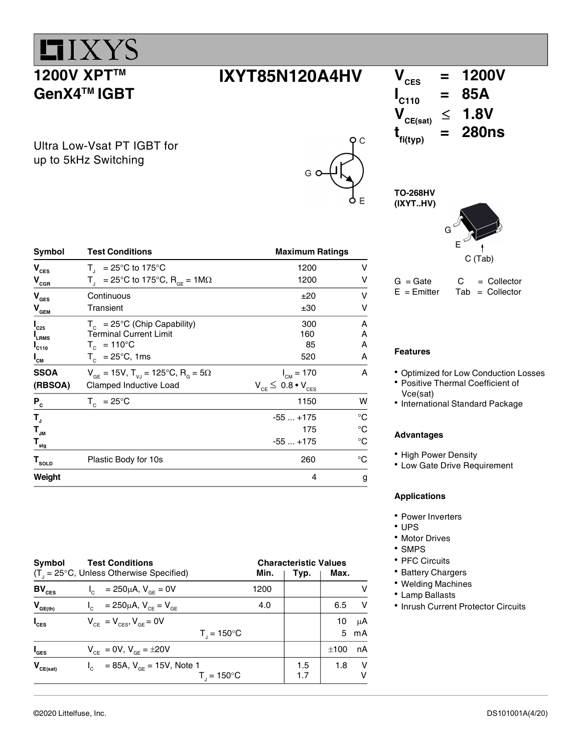# IXYS

## 1200V XPT™ GenX4™ IGBT

## IXYT85N120A4HV

Ultra Low-Vsat PT IGBT for up to 5kHz Switching

| | | |
|---|---|---|
| $V_{CES}$ | = | 1200V |
| $I_{C110}$ | = | 85A |
| $V_{CE(sat)}$ | ≤ | 1.8V |
| $t_{fi(typ)}$ | = | 280ns |

**TO-268HV (IXYT..HV)**

G = Gate, C = Collector, E = Emitter, Tab = Collector

| Symbol | Test Conditions | Maximum Ratings | |
|---|---|---|---|
| $V_{CES}$ | $T_J$ = 25°C to 175°C | 1200 | V |
| $V_{CGR}$ | $T_J$ = 25°C to 175°C, $R_{GE}$ = 1MΩ | 1200 | V |
| $V_{GES}$ | Continuous | ±20 | V |
| $V_{GEM}$ | Transient | ±30 | V |
| $I_{C25}$ | $T_C$ = 25°C (Chip Capability) | 300 | A |
| $I_{LRMS}$ | Terminal Current Limit | 160 | A |
| $I_{C110}$ | $T_C$ = 110°C | 85 | A |
| $I_{CM}$ | $T_C$ = 25°C, 1ms | 520 | A |
| **SSOA (RBSOA)** | $V_{GE}$ = 15V, $T_{VJ}$ = 125°C, $R_G$ = 5Ω Clamped Inductive Load | $I_{CM}$ = 170 $V_{CE} \leq 0.8 \cdot V_{CES}$ | A |
| $P_C$ | $T_C$ = 25°C | 1150 | W |
| $T_J$ | | -55 ... +175 | °C |
| $T_{JM}$ | | 175 | °C |
| $T_{stg}$ | | -55 ... +175 | °C |
| $T_{SOLD}$ | Plastic Body for 10s | 260 | °C |
| **Weight** | | 4 | g |

| Symbol | Test Conditions ($T_J$ = 25°C, Unless Otherwise Specified) | Min. | Typ. | Max. | |
|---|---|---|---|---|---|
| $BV_{CES}$ | $I_C$ = 250μA, $V_{GE}$ = 0V | 1200 | | | V |
| $V_{GE(th)}$ | $I_C$ = 250μA, $V_{CE}$ = $V_{GE}$ | 4.0 | | 6.5 | V |
| $I_{CES}$ | $V_{CE}$ = $V_{CES}$, $V_{GE}$ = 0V | | | 10 | μA |
| | $T_J$ = 150°C | | | 5 | mA |
| $I_{GES}$ | $V_{CE}$ = 0V, $V_{GE}$ = ±20V | | | ±100 | nA |
| $V_{CE(sat)}$ | $I_C$ = 85A, $V_{GE}$ = 15V, Note 1 | | 1.5 | 1.8 | V |
| | $T_J$ = 150°C | | 1.7 | | V |

### Features

- Optimized for Low Conduction Losses
- Positive Thermal Coefficient of Vce(sat)
- International Standard Package

### Advantages

- High Power Density
- Low Gate Drive Requirement

### Applications

- Power Inverters
- UPS
- Motor Drives
- SMPS
- PFC Circuits
- Battery Chargers
- Welding Machines
- Lamp Ballasts
- Inrush Current Protector Circuits

©2020 Littelfuse, Inc. DS101001A(4/20)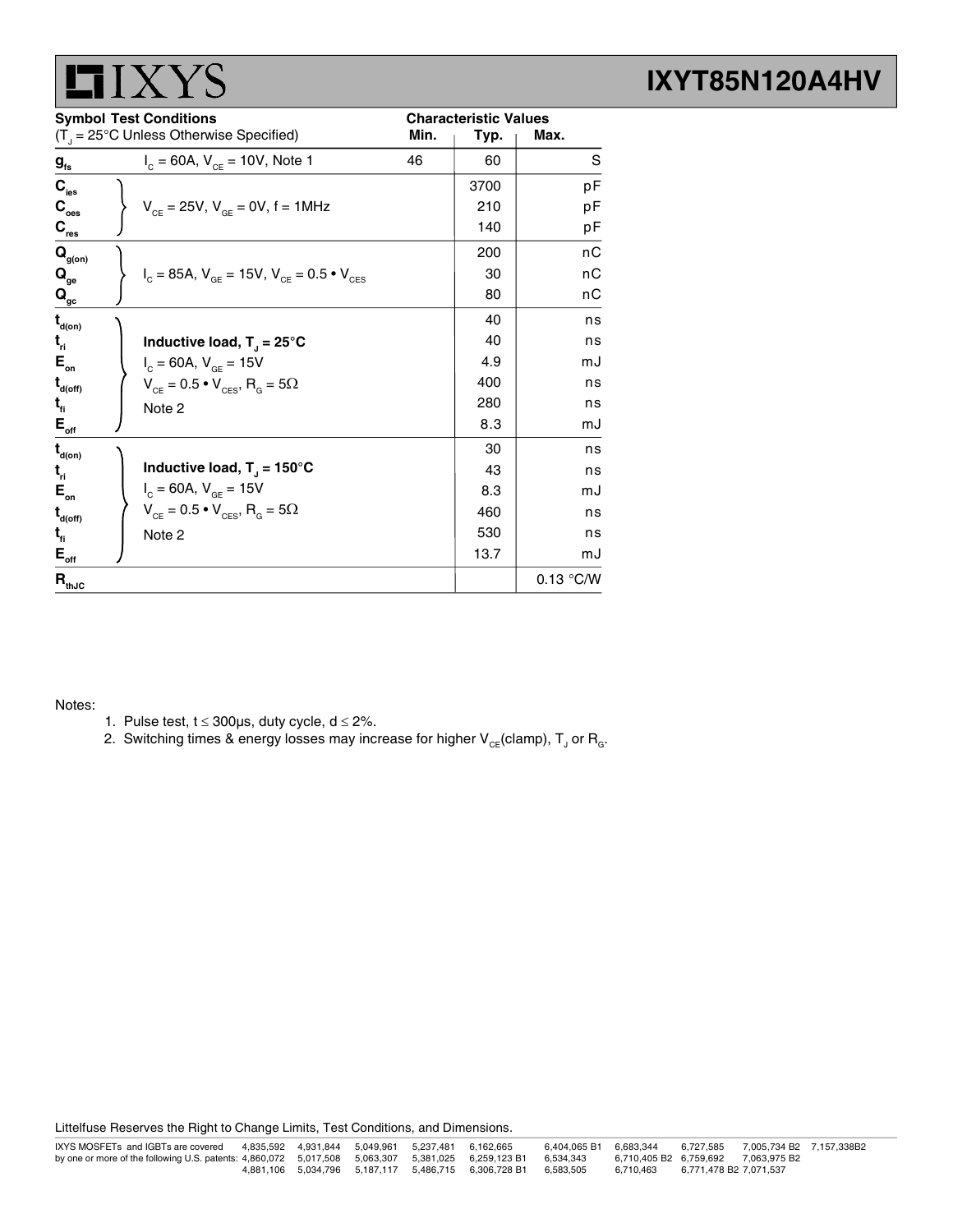| Symbol | Test Conditions ($T_J$ = 25°C Unless Otherwise Specified) | Characteristic Values Min. | Typ. | Max. |
|---|---|---|---|---|
| $g_{fs}$ | $I_C$ = 60A, $V_{CE}$ = 10V, Note 1 | 46 | 60 | S |
| $C_{ies}$ | $V_{CE}$ = 25V, $V_{GE}$ = 0V, f = 1MHz | | 3700 | pF |
| $C_{oes}$ | | | 210 | pF |
| $C_{res}$ | | | 140 | pF |
| $Q_{g(on)}$ | $I_C$ = 85A, $V_{GE}$ = 15V, $V_{CE}$ = 0.5 • $V_{CES}$ | | 200 | nC |
| $Q_{ge}$ | | | 30 | nC |
| $Q_{gc}$ | | | 80 | nC |
| $t_{d(on)}$ | **Inductive load, $T_J$ = 25°C** | | 40 | ns |
| $t_{ri}$ | $I_C$ = 60A, $V_{GE}$ = 15V | | 40 | ns |
| $E_{on}$ | $V_{CE}$ = 0.5 • $V_{CES}$, $R_G$ = 5Ω | | 4.9 | mJ |
| $t_{d(off)}$ | Note 2 | | 400 | ns |
| $t_{fi}$ | | | 280 | ns |
| $E_{off}$ | | | 8.3 | mJ |
| $t_{d(on)}$ | **Inductive load, $T_J$ = 150°C** | | 30 | ns |
| $t_{ri}$ | $I_C$ = 60A, $V_{GE}$ = 15V | | 43 | ns |
| $E_{on}$ | $V_{CE}$ = 0.5 • $V_{CES}$, $R_G$ = 5Ω | | 8.3 | mJ |
| $t_{d(off)}$ | Note 2 | | 460 | ns |
| $t_{fi}$ | | | 530 | ns |
| $E_{off}$ | | | 13.7 | mJ |
| $R_{thJC}$ | | | | 0.13 °C/W |

Notes:

1. Pulse test, t ≤ 300μs, duty cycle, d ≤ 2%.
2. Switching times & energy losses may increase for higher $V_{CE}$(clamp), $T_J$ or $R_G$.

Littelfuse Reserves the Right to Change Limits, Test Conditions, and Dimensions.

IXYS MOSFETs and IGBTs are covered by one or more of the following U.S. patents: 4,835,592 4,860,072 4,881,106 4,931,844 5,017,508 5,034,796 5,049,961 5,063,307 5,187,117 5,237,481 5,381,025 5,486,715 6,162,665 6,259,123 B1 6,306,728 B1 6,404,065 B1 6,534,343 6,583,505 6,683,344 6,710,405 B2 6,710,463 6,727,585 6,759,692 6,771,478 B2 7,005,734 B2 7,063,975 B2 7,071,537 7,157,338B2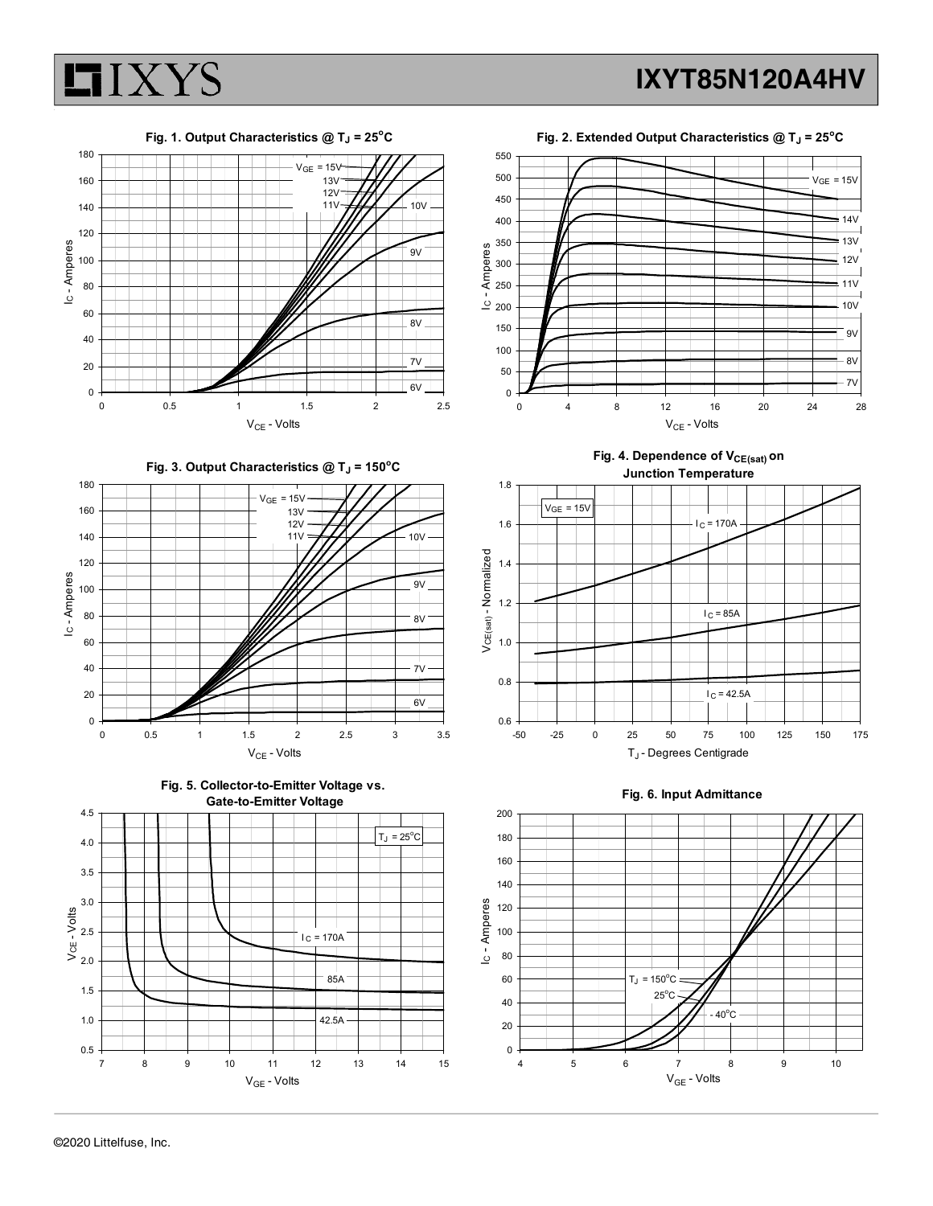Fig. 1. Output Characteristics @ $T_J = 25^oC$

Fig. 2. Extended Output Characteristics @ $T_J = 25^oC$

Fig. 3. Output Characteristics @ $T_J = 150^oC$

Fig. 4. Dependence of $V_{CE(sat)}$ on Junction Temperature

Fig. 5. Collector-to-Emitter Voltage vs. Gate-to-Emitter Voltage

Fig. 6. Input Admittance

©2020 Littelfuse, Inc.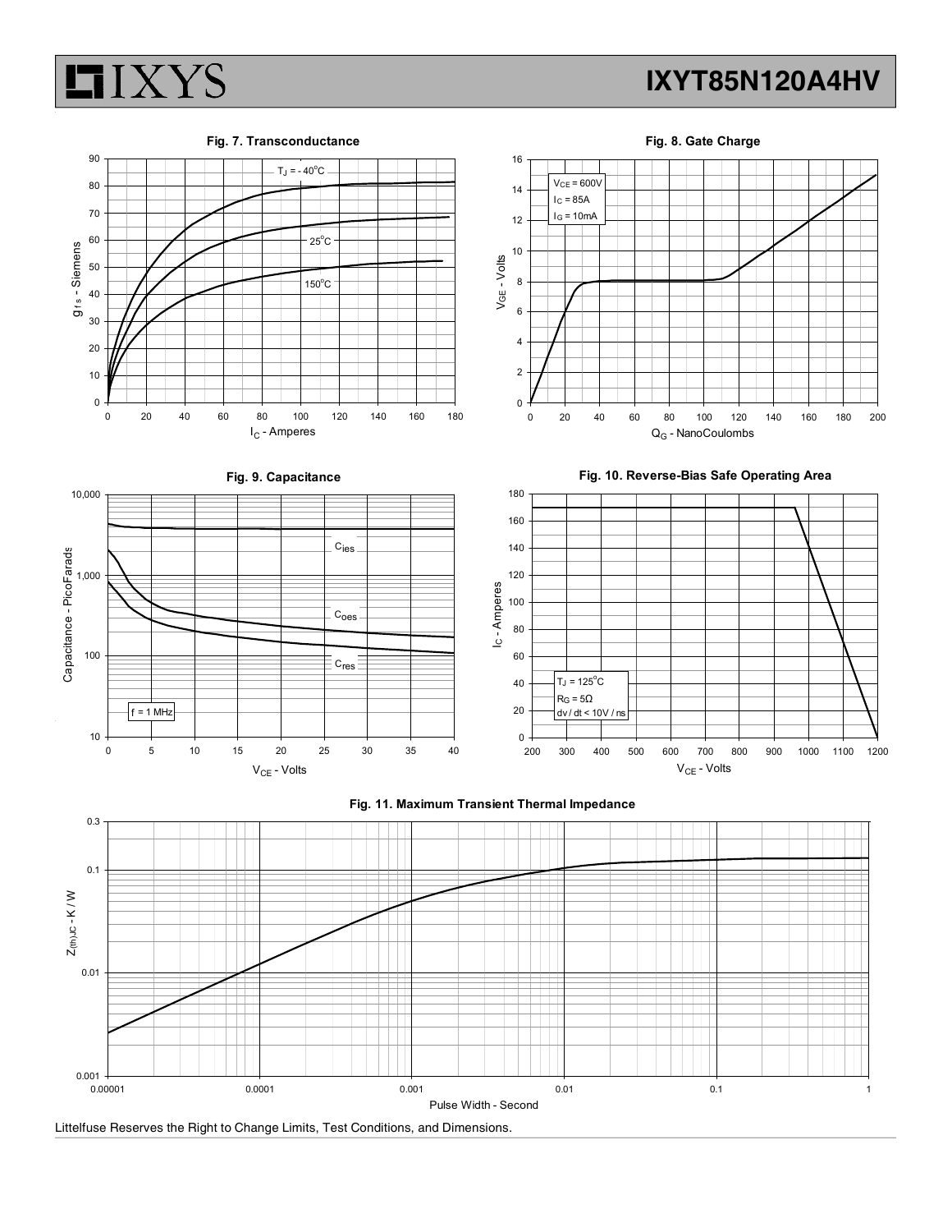**Fig. 7. Transconductance**

$T_J$ = - 40°C, 25°C, 150°C

$g_{fs}$ - Siemens vs. $I_C$ - Amperes

**Fig. 8. Gate Charge**

$V_{CE}$ = 600V
$I_C$ = 85A
$I_G$ = 10mA

$V_{GE}$ - Volts vs. $Q_G$ - NanoCoulombs

**Fig. 9. Capacitance**

$C_{ies}$, $C_{oes}$, $C_{res}$

f = 1 MHz

Capacitance - PicoFarads vs. $V_{CE}$ - Volts

**Fig. 10. Reverse-Bias Safe Operating Area**

$T_J$ = 125°C
$R_G$ = 5Ω
dv / dt < 10V / ns

$I_C$ - Amperes vs. $V_{CE}$ - Volts

**Fig. 11. Maximum Transient Thermal Impedance**

$Z_{(th)JC}$ - K / W vs. Pulse Width - Second

Littelfuse Reserves the Right to Change Limits, Test Conditions, and Dimensions.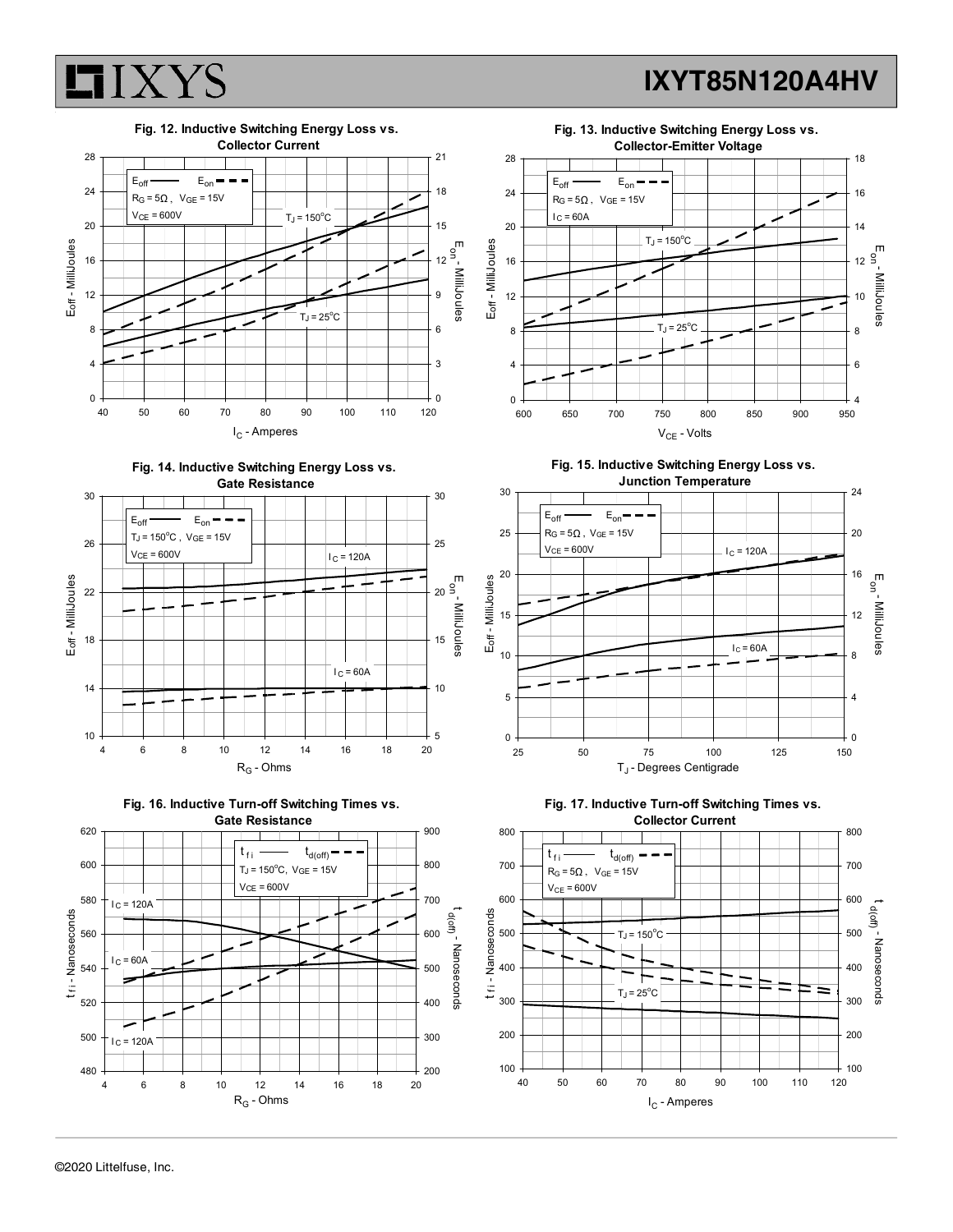Fig. 12. Inductive Switching Energy Loss vs. Collector Current

$E_{off}$ —— $E_{on}$ - - -
$R_G = 5\Omega$ , $V_{GE} = 15V$
$V_{CE} = 600V$
$T_J = 150^oC$
$T_J = 25^oC$

$E_{off}$ - MilliJoules; $E_{on}$ - MilliJoules; $I_C$ - Amperes

Fig. 13. Inductive Switching Energy Loss vs. Collector-Emitter Voltage

$E_{off}$ —— $E_{on}$ - - -
$R_G = 5\Omega$ , $V_{GE} = 15V$
$I_C = 60A$
$T_J = 150^oC$
$T_J = 25^oC$

$E_{off}$ - MilliJoules; $E_{on}$ - MilliJoules; $V_{CE}$ - Volts

Fig. 14. Inductive Switching Energy Loss vs. Gate Resistance

$E_{off}$ —— $E_{on}$ - - -
$T_J = 150^oC$ , $V_{GE} = 15V$
$V_{CE} = 600V$
$I_C = 120A$
$I_C = 60A$

$E_{off}$ - MilliJoules; $E_{on}$ - MilliJoules; $R_G$ - Ohms

Fig. 15. Inductive Switching Energy Loss vs. Junction Temperature

$E_{off}$ —— $E_{on}$ - - -
$R_G = 5\Omega$ , $V_{GE} = 15V$
$V_{CE} = 600V$
$I_C = 120A$
$I_C = 60A$

$E_{off}$ - MilliJoules; $E_{on}$ - MilliJoules; $T_J$ - Degrees Centigrade

Fig. 16. Inductive Turn-off Switching Times vs. Gate Resistance

$t_{fi}$ —— $t_{d(off)}$ - - -
$T_J = 150^oC$, $V_{GE} = 15V$
$V_{CE} = 600V$
$I_C = 120A$
$I_C = 60A$
$I_C = 120A$

$t_{fi}$ - Nanoseconds; $t_{d(off)}$ - Nanoseconds; $R_G$ - Ohms

Fig. 17. Inductive Turn-off Switching Times vs. Collector Current

$t_{fi}$ —— $t_{d(off)}$ - - -
$R_G = 5\Omega$ , $V_{GE} = 15V$
$V_{CE} = 600V$
$T_J = 150^oC$
$T_J = 25^oC$

$t_{fi}$ - Nanoseconds; $t_{d(off)}$ - Nanoseconds; $I_C$ - Amperes

©2020 Littelfuse, Inc.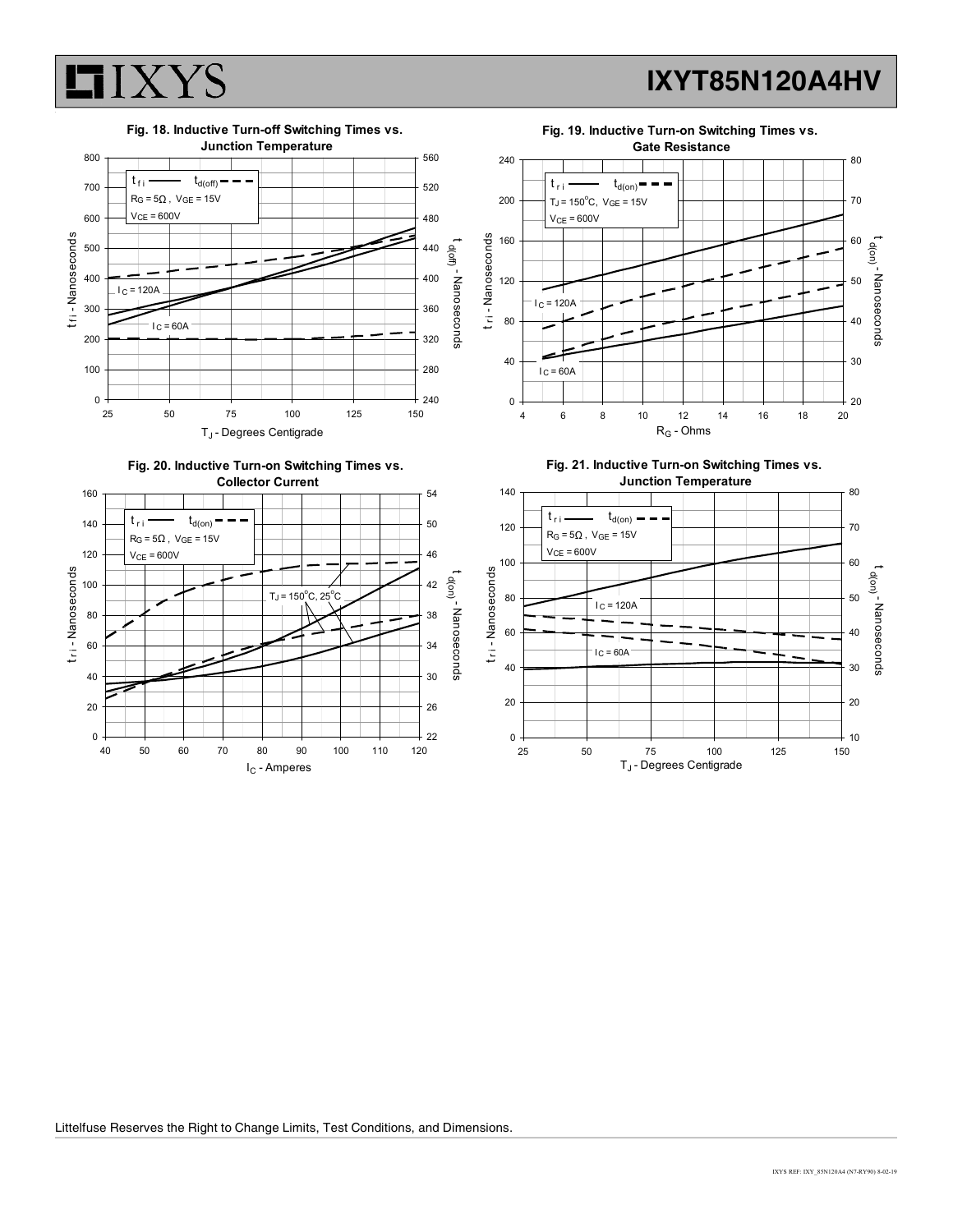**Fig. 18. Inductive Turn-off Switching Times vs. Junction Temperature**

$t_{fi}$ —— $t_{d(off)}$ - - -
$R_G = 5\Omega$, $V_{GE} = 15V$
$V_{CE} = 600V$

$I_C = 120A$
$I_C = 60A$

$t_{fi}$ - Nanoseconds; $t_{d(off)}$ - Nanoseconds; $T_J$ - Degrees Centigrade

**Fig. 19. Inductive Turn-on Switching Times vs. Gate Resistance**

$t_{ri}$ —— $t_{d(on)}$ - - -
$T_J = 150^{\circ}C$, $V_{GE} = 15V$
$V_{CE} = 600V$

$I_C = 120A$
$I_C = 60A$

$t_{ri}$ - Nanoseconds; $t_{d(on)}$ - Nanoseconds; $R_G$ - Ohms

**Fig. 20. Inductive Turn-on Switching Times vs. Collector Current**

$t_{ri}$ —— $t_{d(on)}$ - - -
$R_G = 5\Omega$, $V_{GE} = 15V$
$V_{CE} = 600V$

$T_J = 150^{\circ}C, 25^{\circ}C$

$t_{ri}$ - Nanoseconds; $t_{d(on)}$ - Nanoseconds; $I_C$ - Amperes

**Fig. 21. Inductive Turn-on Switching Times vs. Junction Temperature**

$t_{ri}$ —— $t_{d(on)}$ - - -
$R_G = 5\Omega$, $V_{GE} = 15V$
$V_{CE} = 600V$

$I_C = 120A$
$I_C = 60A$

$t_{ri}$ - Nanoseconds; $t_{d(on)}$ - Nanoseconds; $T_J$ - Degrees Centigrade

Littelfuse Reserves the Right to Change Limits, Test Conditions, and Dimensions.

IXYS REF: IXY_85N120A4 (N7-RY90) 8-02-19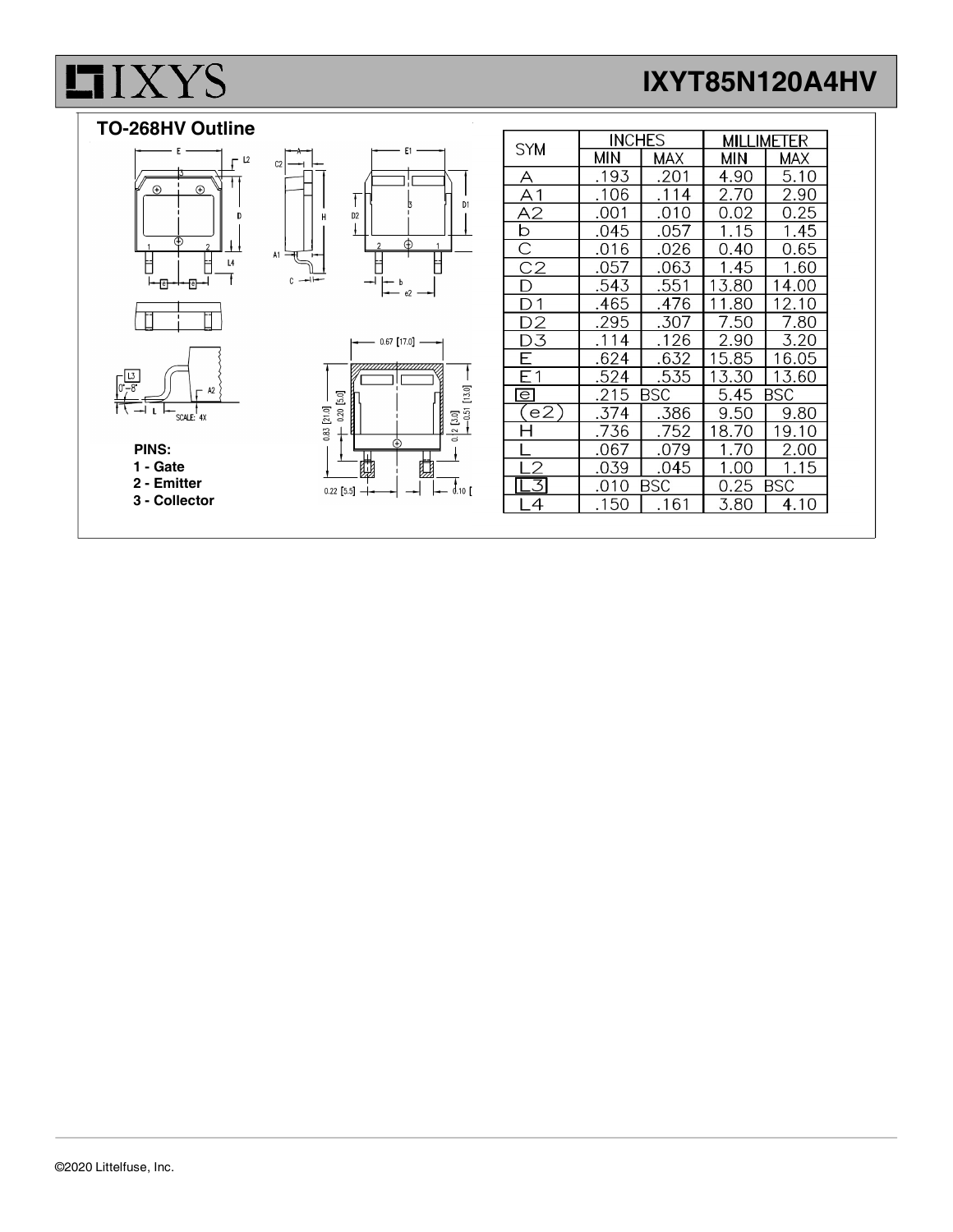## TO-268HV Outline

**PINS:**
**1 - Gate**
**2 - Emitter**
**3 - Collector**

| SYM | INCHES | | MILLIMETER | |
|---|---|---|---|---|
| | MIN | MAX | MIN | MAX |
| A | .193 | .201 | 4.90 | 5.10 |
| A1 | .106 | .114 | 2.70 | 2.90 |
| A2 | .001 | .010 | 0.02 | 0.25 |
| b | .045 | .057 | 1.15 | 1.45 |
| C | .016 | .026 | 0.40 | 0.65 |
| C2 | .057 | .063 | 1.45 | 1.60 |
| D | .543 | .551 | 13.80 | 14.00 |
| D1 | .465 | .476 | 11.80 | 12.10 |
| D2 | .295 | .307 | 7.50 | 7.80 |
| D3 | .114 | .126 | 2.90 | 3.20 |
| E | .624 | .632 | 15.85 | 16.05 |
| E1 | .524 | .535 | 13.30 | 13.60 |
| e | .215 BSC | | 5.45 BSC | |
| (e2) | .374 | .386 | 9.50 | 9.80 |
| H | .736 | .752 | 18.70 | 19.10 |
| L | .067 | .079 | 1.70 | 2.00 |
| L2 | .039 | .045 | 1.00 | 1.15 |
| L3 | .010 BSC | | 0.25 BSC | |
| L4 | .150 | .161 | 3.80 | 4.10 |

©2020 Littelfuse, Inc.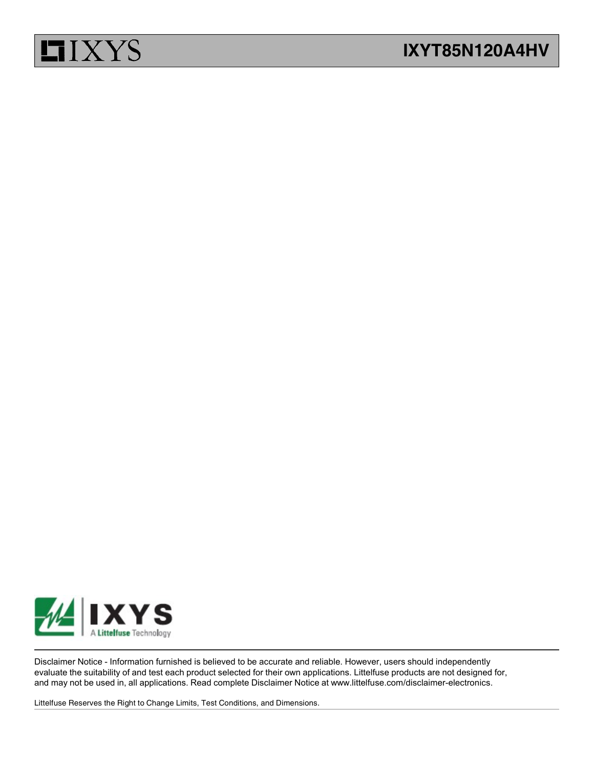Disclaimer Notice - Information furnished is believed to be accurate and reliable. However, users should independently evaluate the suitability of and test each product selected for their own applications. Littelfuse products are not designed for, and may not be used in, all applications. Read complete Disclaimer Notice at www.littelfuse.com/disclaimer-electronics.

Littelfuse Reserves the Right to Change Limits, Test Conditions, and Dimensions.